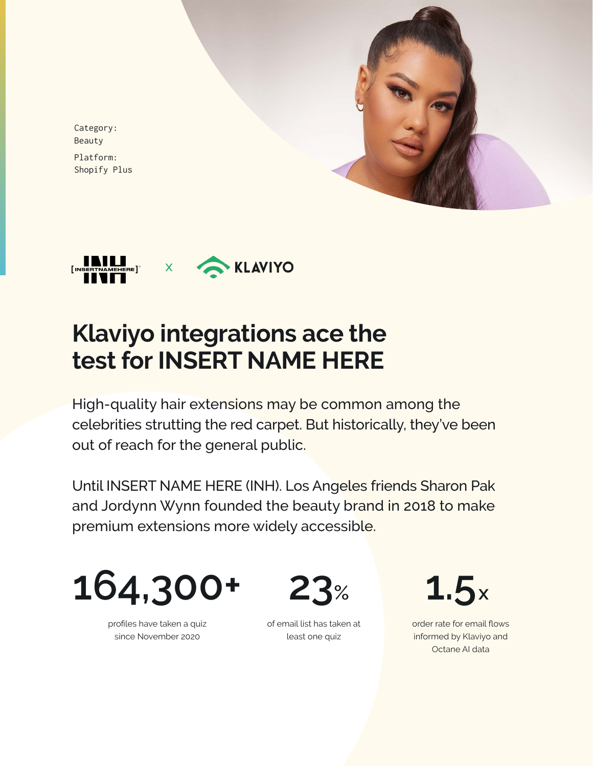Category:
Beauty

Platform:
Shopify Plus

[INSERTNAMEHERE] x KLAVIYO

# Klaviyo integrations ace the test for INSERT NAME HERE

High-quality hair extensions may be common among the celebrities strutting the red carpet. But historically, they've been out of reach for the general public.

Until INSERT NAME HERE (INH). Los Angeles friends Sharon Pak and Jordynn Wynn founded the beauty brand in 2018 to make premium extensions more widely accessible.

**164,300+**
profiles have taken a quiz since November 2020

**23%**
of email list has taken at least one quiz

**1.5x**
order rate for email flows informed by Klaviyo and Octane AI data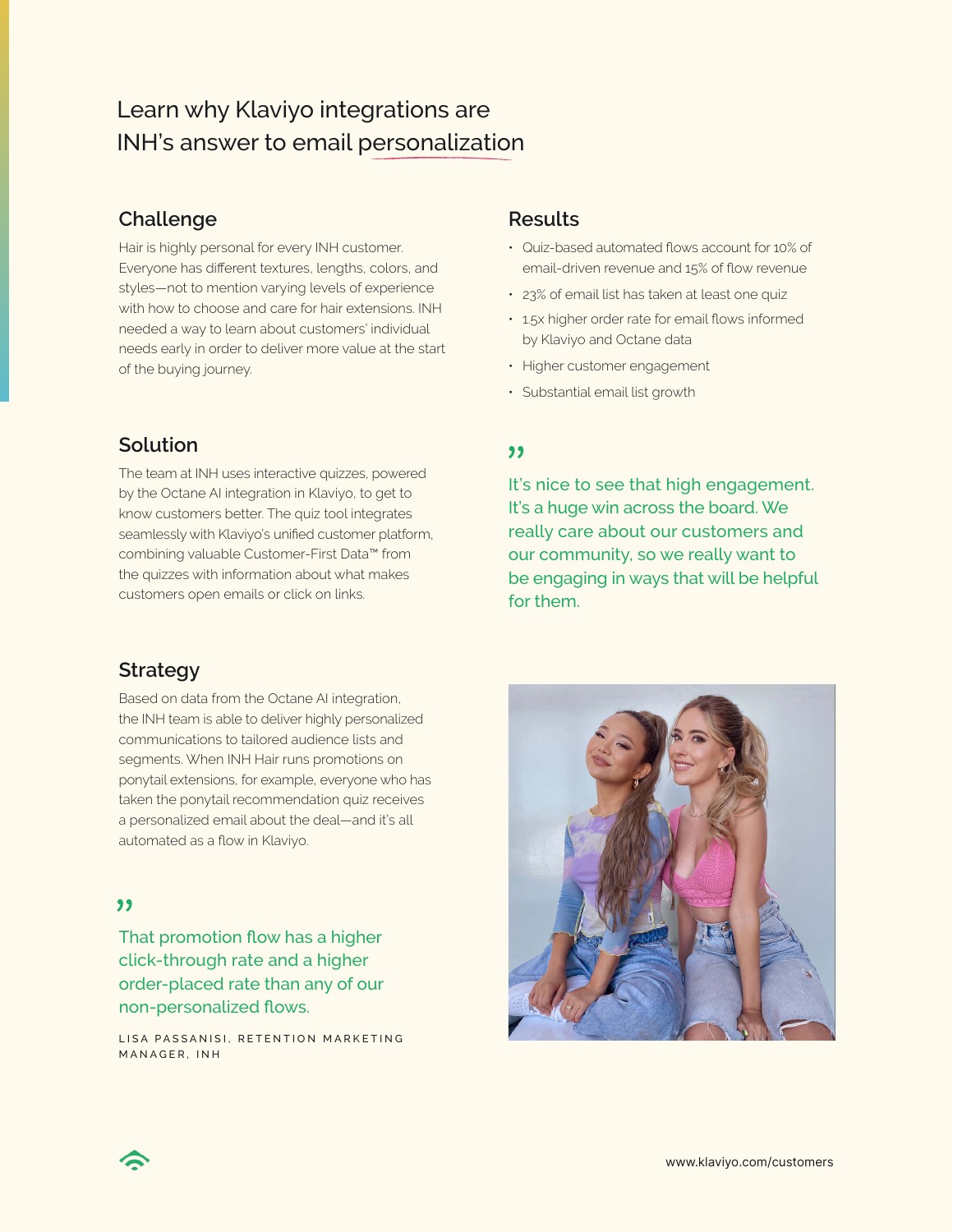# Learn why Klaviyo integrations are INH's answer to email personalization

## Challenge

Hair is highly personal for every INH customer. Everyone has different textures, lengths, colors, and styles—not to mention varying levels of experience with how to choose and care for hair extensions. INH needed a way to learn about customers' individual needs early in order to deliver more value at the start of the buying journey.

## Solution

The team at INH uses interactive quizzes, powered by the Octane AI integration in Klaviyo, to get to know customers better. The quiz tool integrates seamlessly with Klaviyo's unified customer platform, combining valuable Customer-First Data™ from the quizzes with information about what makes customers open emails or click on links.

## Strategy

Based on data from the Octane AI integration, the INH team is able to deliver highly personalized communications to tailored audience lists and segments. When INH Hair runs promotions on ponytail extensions, for example, everyone who has taken the ponytail recommendation quiz receives a personalized email about the deal—and it's all automated as a flow in Klaviyo.

> "That promotion flow has a higher click-through rate and a higher order-placed rate than any of our non-personalized flows.

LISA PASSANISI, RETENTION MARKETING MANAGER, INH

## Results

- Quiz-based automated flows account for 10% of email-driven revenue and 15% of flow revenue
- 23% of email list has taken at least one quiz
- 1.5x higher order rate for email flows informed by Klaviyo and Octane data
- Higher customer engagement
- Substantial email list growth

> "It's nice to see that high engagement. It's a huge win across the board. We really care about our customers and our community, so we really want to be engaging in ways that will be helpful for them.

www.klaviyo.com/customers